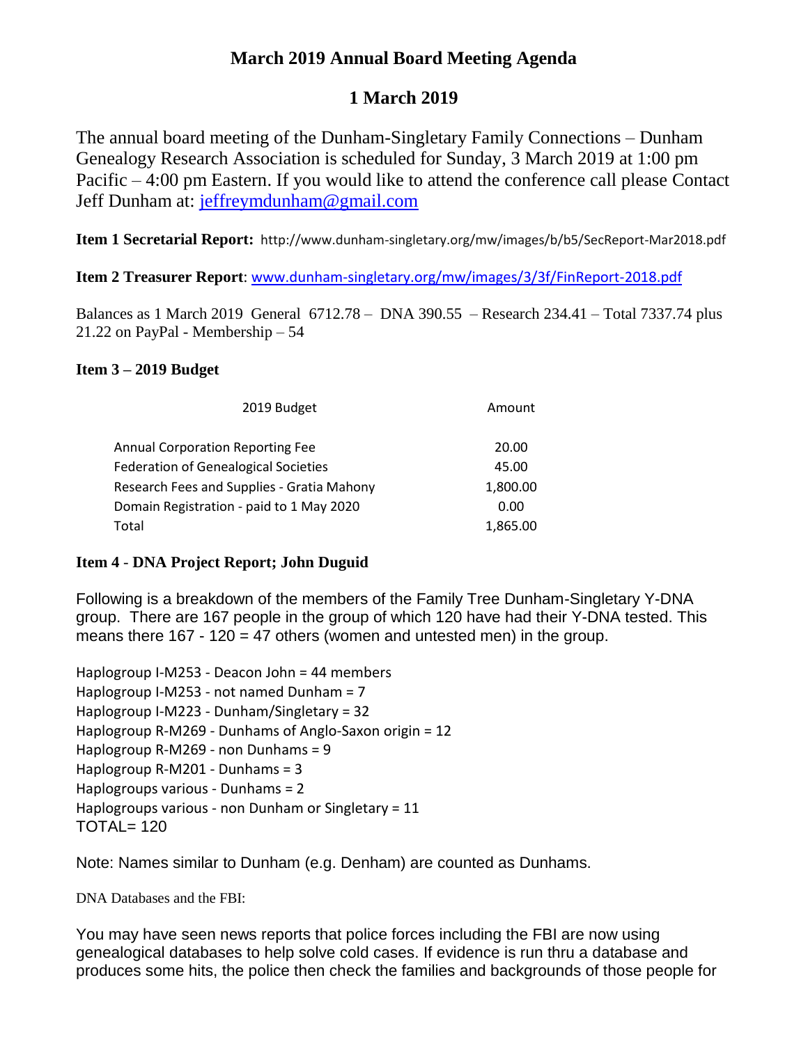# March 2019 Annual Board Meeting Agenda

## 1 March 2019

The annual board meeting of the Dunham-Singletary Family Connections – Dunham Genealogy Research Association is scheduled for Sunday, 3 March 2019 at 1:00 pm Pacific – 4:00 pm Eastern. If you would like to attend the conference call please Contact Jeff Dunham at: jeffreymdunham@gmail.com

**Item 1 Secretarial Report:** http://www.dunham-singletary.org/mw/images/b/b5/SecReport-Mar2018.pdf

**Item 2 Treasurer Report**: www.dunham-singletary.org/mw/images/3/3f/FinReport-2018.pdf

Balances as 1 March 2019 General 6712.78 – DNA 390.55 – Research 234.41 – Total 7337.74 plus 21.22 on PayPal - Membership – 54

**Item 3 – 2019 Budget**

| 2019 Budget | Amount |
|---|---|
| Annual Corporation Reporting Fee | 20.00 |
| Federation of Genealogical Societies | 45.00 |
| Research Fees and Supplies - Gratia Mahony | 1,800.00 |
| Domain Registration - paid to 1 May 2020 | 0.00 |
| Total | 1,865.00 |

**Item 4 - DNA Project Report; John Duguid**

Following is a breakdown of the members of the Family Tree Dunham-Singletary Y-DNA group. There are 167 people in the group of which 120 have had their Y-DNA tested. This means there 167 - 120 = 47 others (women and untested men) in the group.

Haplogroup I-M253 - Deacon John = 44 members
Haplogroup I-M253 - not named Dunham = 7
Haplogroup I-M223 - Dunham/Singletary = 32
Haplogroup R-M269 - Dunhams of Anglo-Saxon origin = 12
Haplogroup R-M269 - non Dunhams = 9
Haplogroup R-M201 - Dunhams = 3
Haplogroups various - Dunhams = 2
Haplogroups various - non Dunham or Singletary = 11
TOTAL= 120

Note: Names similar to Dunham (e.g. Denham) are counted as Dunhams.

DNA Databases and the FBI:

You may have seen news reports that police forces including the FBI are now using genealogical databases to help solve cold cases. If evidence is run thru a database and produces some hits, the police then check the families and backgrounds of those people for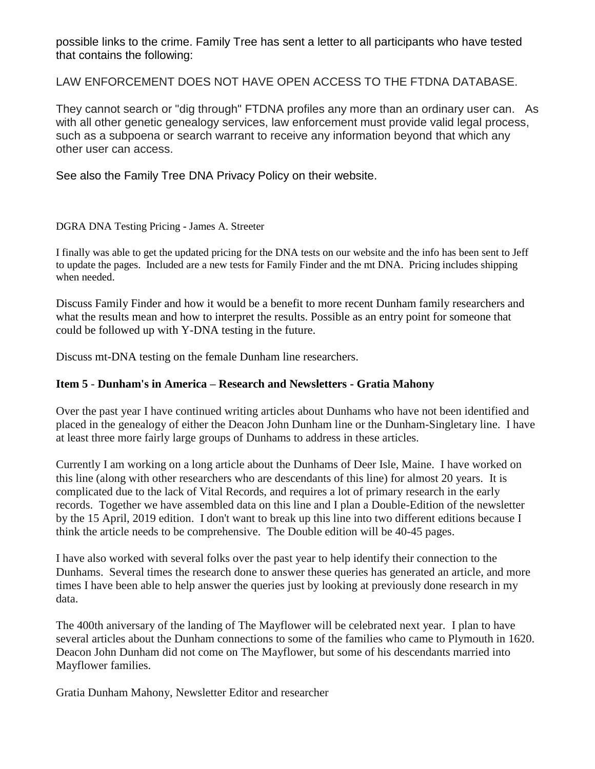possible links to the crime. Family Tree has sent a letter to all participants who have tested that contains the following:

LAW ENFORCEMENT DOES NOT HAVE OPEN ACCESS TO THE FTDNA DATABASE.

They cannot search or "dig through" FTDNA profiles any more than an ordinary user can. As with all other genetic genealogy services, law enforcement must provide valid legal process, such as a subpoena or search warrant to receive any information beyond that which any other user can access.

See also the Family Tree DNA Privacy Policy on their website.

DGRA DNA Testing Pricing - James A. Streeter

I finally was able to get the updated pricing for the DNA tests on our website and the info has been sent to Jeff to update the pages. Included are a new tests for Family Finder and the mt DNA. Pricing includes shipping when needed.

Discuss Family Finder and how it would be a benefit to more recent Dunham family researchers and what the results mean and how to interpret the results. Possible as an entry point for someone that could be followed up with Y-DNA testing in the future.

Discuss mt-DNA testing on the female Dunham line researchers.

**Item 5 - Dunham's in America – Research and Newsletters - Gratia Mahony**

Over the past year I have continued writing articles about Dunhams who have not been identified and placed in the genealogy of either the Deacon John Dunham line or the Dunham-Singletary line. I have at least three more fairly large groups of Dunhams to address in these articles.

Currently I am working on a long article about the Dunhams of Deer Isle, Maine. I have worked on this line (along with other researchers who are descendants of this line) for almost 20 years. It is complicated due to the lack of Vital Records, and requires a lot of primary research in the early records. Together we have assembled data on this line and I plan a Double-Edition of the newsletter by the 15 April, 2019 edition. I don't want to break up this line into two different editions because I think the article needs to be comprehensive. The Double edition will be 40-45 pages.

I have also worked with several folks over the past year to help identify their connection to the Dunhams. Several times the research done to answer these queries has generated an article, and more times I have been able to help answer the queries just by looking at previously done research in my data.

The 400th aniversary of the landing of The Mayflower will be celebrated next year. I plan to have several articles about the Dunham connections to some of the families who came to Plymouth in 1620. Deacon John Dunham did not come on The Mayflower, but some of his descendants married into Mayflower families.

Gratia Dunham Mahony, Newsletter Editor and researcher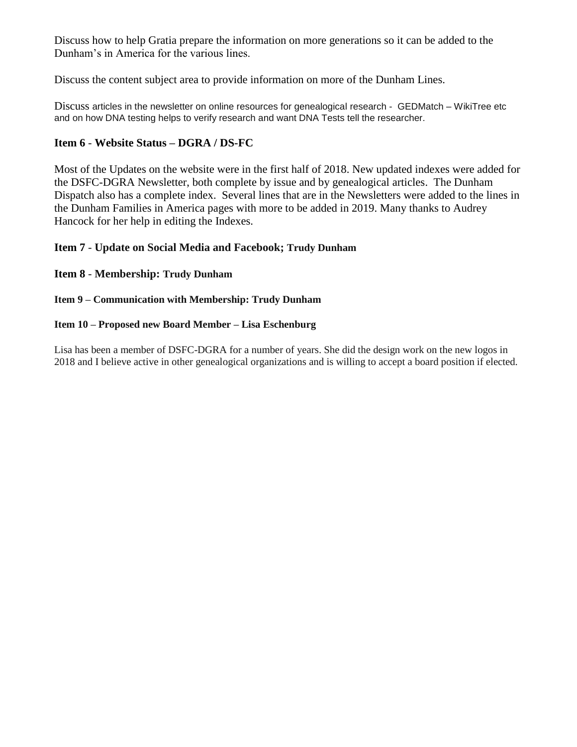Discuss how to help Gratia prepare the information on more generations so it can be added to the Dunham's in America for the various lines.

Discuss the content subject area to provide information on more of the Dunham Lines.

Discuss articles in the newsletter on online resources for genealogical research - GEDMatch – WikiTree etc and on how DNA testing helps to verify research and want DNA Tests tell the researcher.

### Item 6 - Website Status – DGRA / DS-FC

Most of the Updates on the website were in the first half of 2018. New updated indexes were added for the DSFC-DGRA Newsletter, both complete by issue and by genealogical articles. The Dunham Dispatch also has a complete index. Several lines that are in the Newsletters were added to the lines in the Dunham Families in America pages with more to be added in 2019. Many thanks to Audrey Hancock for her help in editing the Indexes.

### Item 7 - Update on Social Media and Facebook; Trudy Dunham

### Item 8 - Membership: Trudy Dunham

### Item 9 – Communication with Membership: Trudy Dunham

### Item 10 – Proposed new Board Member – Lisa Eschenburg

Lisa has been a member of DSFC-DGRA for a number of years. She did the design work on the new logos in 2018 and I believe active in other genealogical organizations and is willing to accept a board position if elected.